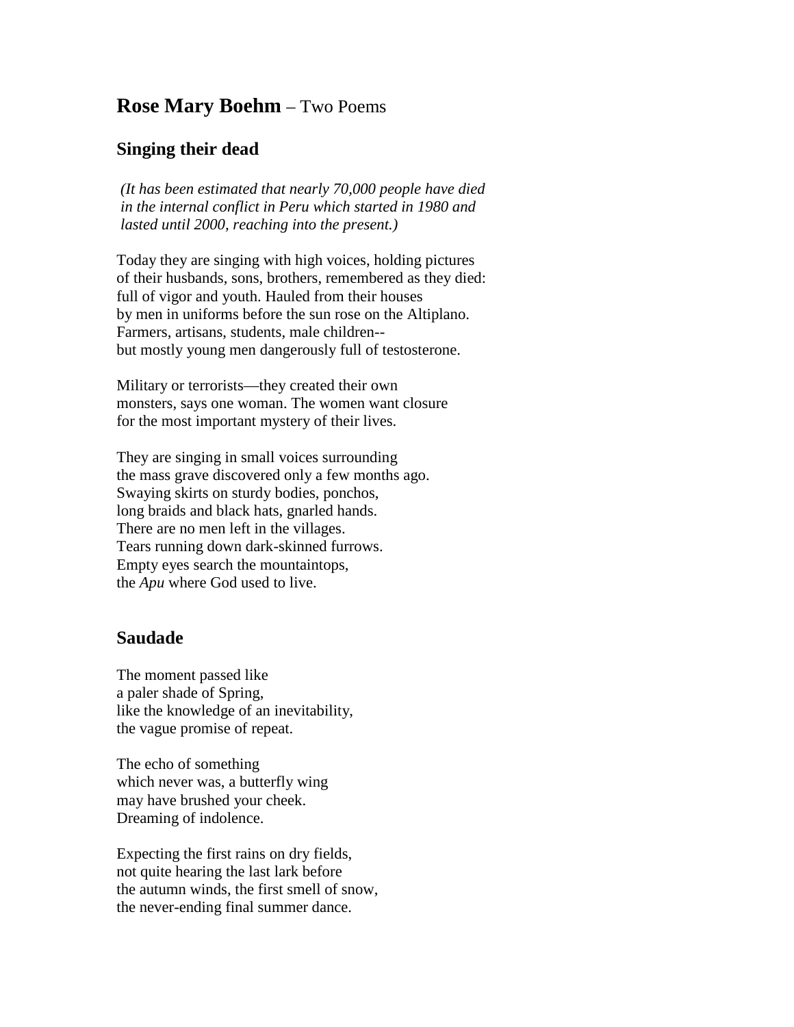## **Rose Mary Boehm** – Two Poems

### Singing their dead

*(It has been estimated that nearly 70,000 people have died in the internal conflict in Peru which started in 1980 and lasted until 2000, reaching into the present.)*

Today they are singing with high voices, holding pictures  
of their husbands, sons, brothers, remembered as they died:  
full of vigor and youth. Hauled from their houses  
by men in uniforms before the sun rose on the Altiplano.  
Farmers, artisans, students, male children--  
but mostly young men dangerously full of testosterone.

Military or terrorists—they created their own  
monsters, says one woman. The women want closure  
for the most important mystery of their lives.

They are singing in small voices surrounding  
the mass grave discovered only a few months ago.  
Swaying skirts on sturdy bodies, ponchos,  
long braids and black hats, gnarled hands.  
There are no men left in the villages.  
Tears running down dark-skinned furrows.  
Empty eyes search the mountaintops,  
the *Apu* where God used to live.

### Saudade

The moment passed like  
a paler shade of Spring,  
like the knowledge of an inevitability,  
the vague promise of repeat.

The echo of something  
which never was, a butterfly wing  
may have brushed your cheek.  
Dreaming of indolence.

Expecting the first rains on dry fields,  
not quite hearing the last lark before  
the autumn winds, the first smell of snow,  
the never-ending final summer dance.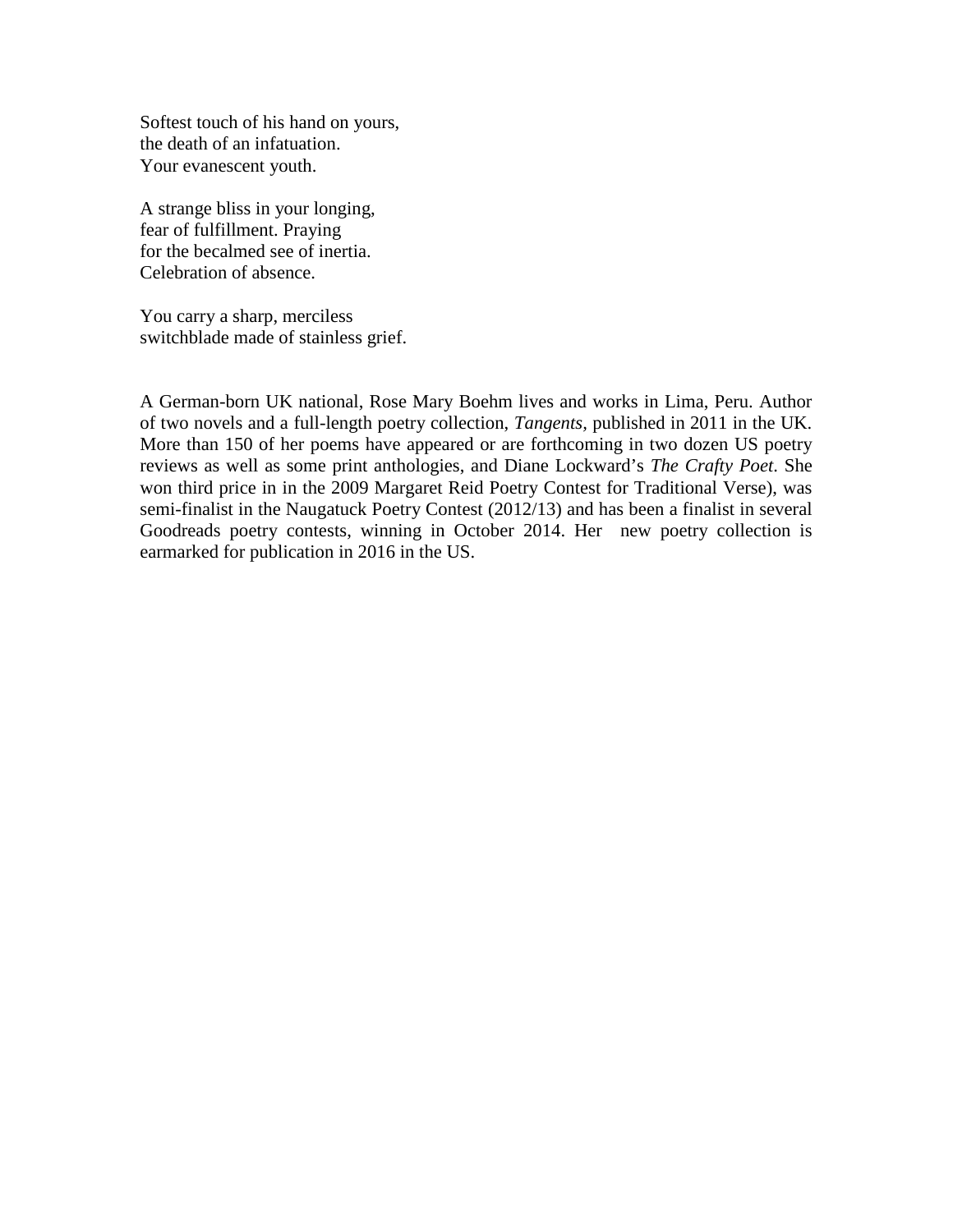Softest touch of his hand on yours,  
the death of an infatuation.  
Your evanescent youth.

A strange bliss in your longing,  
fear of fulfillment. Praying  
for the becalmed see of inertia.  
Celebration of absence.

You carry a sharp, merciless  
switchblade made of stainless grief.

A German-born UK national, Rose Mary Boehm lives and works in Lima, Peru. Author of two novels and a full-length poetry collection, *Tangents*, published in 2011 in the UK. More than 150 of her poems have appeared or are forthcoming in two dozen US poetry reviews as well as some print anthologies, and Diane Lockward's *The Crafty Poet*. She won third price in in the 2009 Margaret Reid Poetry Contest for Traditional Verse), was semi-finalist in the Naugatuck Poetry Contest (2012/13) and has been a finalist in several Goodreads poetry contests, winning in October 2014. Her new poetry collection is earmarked for publication in 2016 in the US.